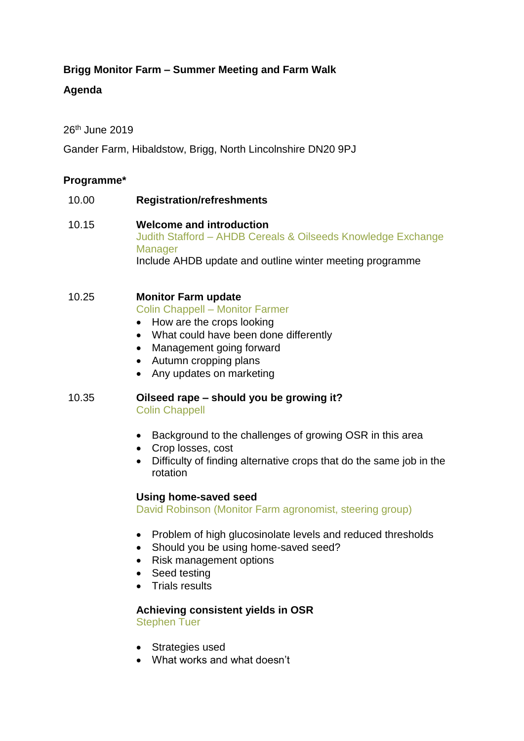**Brigg Monitor Farm – Summer Meeting and Farm Walk**

**Agenda**

26th June 2019

Gander Farm, Hibaldstow, Brigg, North Lincolnshire DN20 9PJ

**Programme***

10.00 **Registration/refreshments**

10.15 **Welcome and introduction**
Judith Stafford – AHDB Cereals & Oilseeds Knowledge Exchange Manager
Include AHDB update and outline winter meeting programme

10.25 **Monitor Farm update**
Colin Chappell – Monitor Farmer

- How are the crops looking
- What could have been done differently
- Management going forward
- Autumn cropping plans
- Any updates on marketing

10.35 **Oilseed rape – should you be growing it?**
Colin Chappell

- Background to the challenges of growing OSR in this area
- Crop losses, cost
- Difficulty of finding alternative crops that do the same job in the rotation

**Using home-saved seed**
David Robinson (Monitor Farm agronomist, steering group)

- Problem of high glucosinolate levels and reduced thresholds
- Should you be using home-saved seed?
- Risk management options
- Seed testing
- Trials results

**Achieving consistent yields in OSR**
Stephen Tuer

- Strategies used
- What works and what doesn't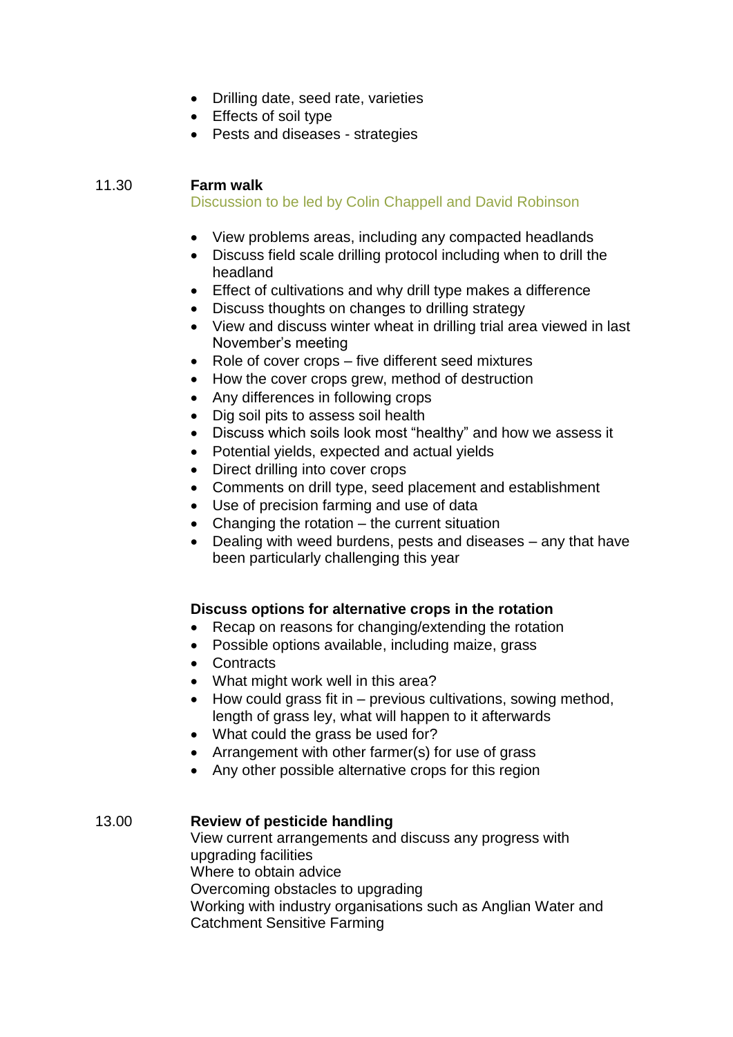- Drilling date, seed rate, varieties
- Effects of soil type
- Pests and diseases - strategies

11.30 **Farm walk**

Discussion to be led by Colin Chappell and David Robinson

- View problems areas, including any compacted headlands
- Discuss field scale drilling protocol including when to drill the headland
- Effect of cultivations and why drill type makes a difference
- Discuss thoughts on changes to drilling strategy
- View and discuss winter wheat in drilling trial area viewed in last November's meeting
- Role of cover crops – five different seed mixtures
- How the cover crops grew, method of destruction
- Any differences in following crops
- Dig soil pits to assess soil health
- Discuss which soils look most "healthy" and how we assess it
- Potential yields, expected and actual yields
- Direct drilling into cover crops
- Comments on drill type, seed placement and establishment
- Use of precision farming and use of data
- Changing the rotation – the current situation
- Dealing with weed burdens, pests and diseases – any that have been particularly challenging this year

**Discuss options for alternative crops in the rotation**

- Recap on reasons for changing/extending the rotation
- Possible options available, including maize, grass
- Contracts
- What might work well in this area?
- How could grass fit in – previous cultivations, sowing method, length of grass ley, what will happen to it afterwards
- What could the grass be used for?
- Arrangement with other farmer(s) for use of grass
- Any other possible alternative crops for this region

13.00 **Review of pesticide handling**

View current arrangements and discuss any progress with upgrading facilities

Where to obtain advice

Overcoming obstacles to upgrading

Working with industry organisations such as Anglian Water and Catchment Sensitive Farming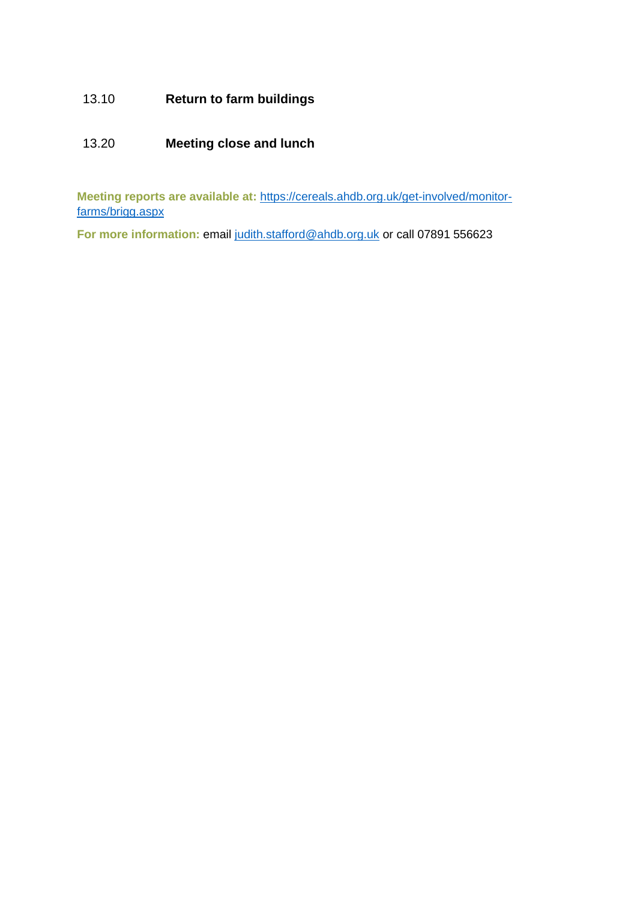13.10 **Return to farm buildings**

13.20 **Meeting close and lunch**

**Meeting reports are available at:** https://cereals.ahdb.org.uk/get-involved/monitor-farms/brigg.aspx

**For more information:** email judith.stafford@ahdb.org.uk or call 07891 556623